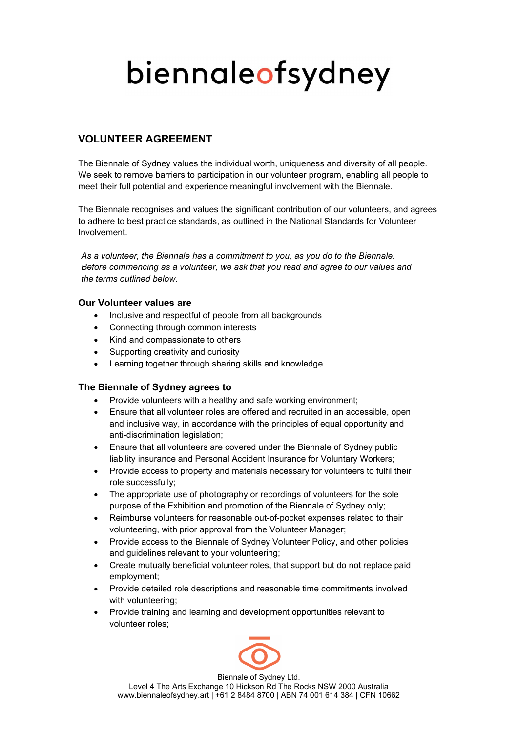# biennaleofsydney

## VOLUNTEER AGREEMENT

The Biennale of Sydney values the individual worth, uniqueness and diversity of all people. We seek to remove barriers to participation in our volunteer program, enabling all people to meet their full potential and experience meaningful involvement with the Biennale.

The Biennale recognises and values the significant contribution of our volunteers, and agrees to adhere to best practice standards, as outlined in the National Standards for Volunteer Involvement.

*As a volunteer, the Biennale has a commitment to you, as you do to the Biennale. Before commencing as a volunteer, we ask that you read and agree to our values and the terms outlined below.*

### Our Volunteer values are

- Inclusive and respectful of people from all backgrounds
- Connecting through common interests
- Kind and compassionate to others
- Supporting creativity and curiosity
- Learning together through sharing skills and knowledge

### The Biennale of Sydney agrees to

- Provide volunteers with a healthy and safe working environment;
- Ensure that all volunteer roles are offered and recruited in an accessible, open and inclusive way, in accordance with the principles of equal opportunity and anti-discrimination legislation;
- Ensure that all volunteers are covered under the Biennale of Sydney public liability insurance and Personal Accident Insurance for Voluntary Workers;
- Provide access to property and materials necessary for volunteers to fulfil their role successfully;
- The appropriate use of photography or recordings of volunteers for the sole purpose of the Exhibition and promotion of the Biennale of Sydney only;
- Reimburse volunteers for reasonable out-of-pocket expenses related to their volunteering, with prior approval from the Volunteer Manager;
- Provide access to the Biennale of Sydney Volunteer Policy, and other policies and guidelines relevant to your volunteering;
- Create mutually beneficial volunteer roles, that support but do not replace paid employment;
- Provide detailed role descriptions and reasonable time commitments involved with volunteering;
- Provide training and learning and development opportunities relevant to volunteer roles;

Biennale of Sydney Ltd.
Level 4 The Arts Exchange 10 Hickson Rd The Rocks NSW 2000 Australia
www.biennaleofsydney.art | +61 2 8484 8700 | ABN 74 001 614 384 | CFN 10662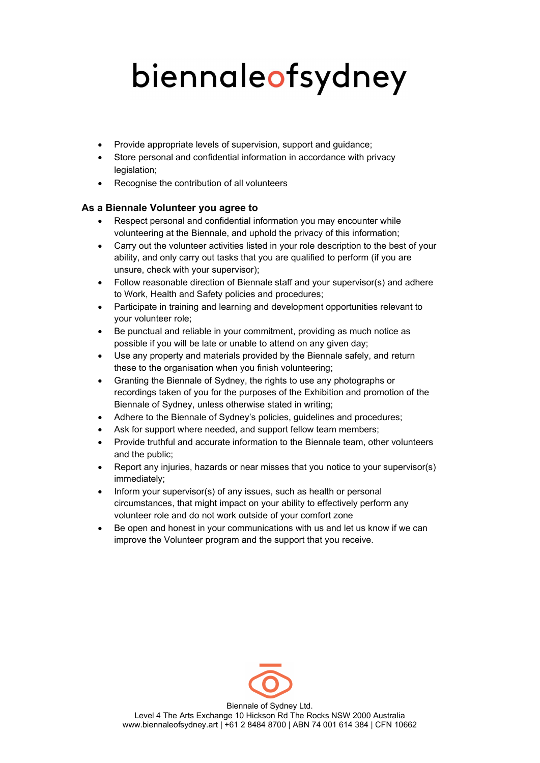- Provide appropriate levels of supervision, support and guidance;
- Store personal and confidential information in accordance with privacy legislation;
- Recognise the contribution of all volunteers

**As a Biennale Volunteer you agree to**

- Respect personal and confidential information you may encounter while volunteering at the Biennale, and uphold the privacy of this information;
- Carry out the volunteer activities listed in your role description to the best of your ability, and only carry out tasks that you are qualified to perform (if you are unsure, check with your supervisor);
- Follow reasonable direction of Biennale staff and your supervisor(s) and adhere to Work, Health and Safety policies and procedures;
- Participate in training and learning and development opportunities relevant to your volunteer role;
- Be punctual and reliable in your commitment, providing as much notice as possible if you will be late or unable to attend on any given day;
- Use any property and materials provided by the Biennale safely, and return these to the organisation when you finish volunteering;
- Granting the Biennale of Sydney, the rights to use any photographs or recordings taken of you for the purposes of the Exhibition and promotion of the Biennale of Sydney, unless otherwise stated in writing;
- Adhere to the Biennale of Sydney's policies, guidelines and procedures;
- Ask for support where needed, and support fellow team members;
- Provide truthful and accurate information to the Biennale team, other volunteers and the public;
- Report any injuries, hazards or near misses that you notice to your supervisor(s) immediately;
- Inform your supervisor(s) of any issues, such as health or personal circumstances, that might impact on your ability to effectively perform any volunteer role and do not work outside of your comfort zone
- Be open and honest in your communications with us and let us know if we can improve the Volunteer program and the support that you receive.